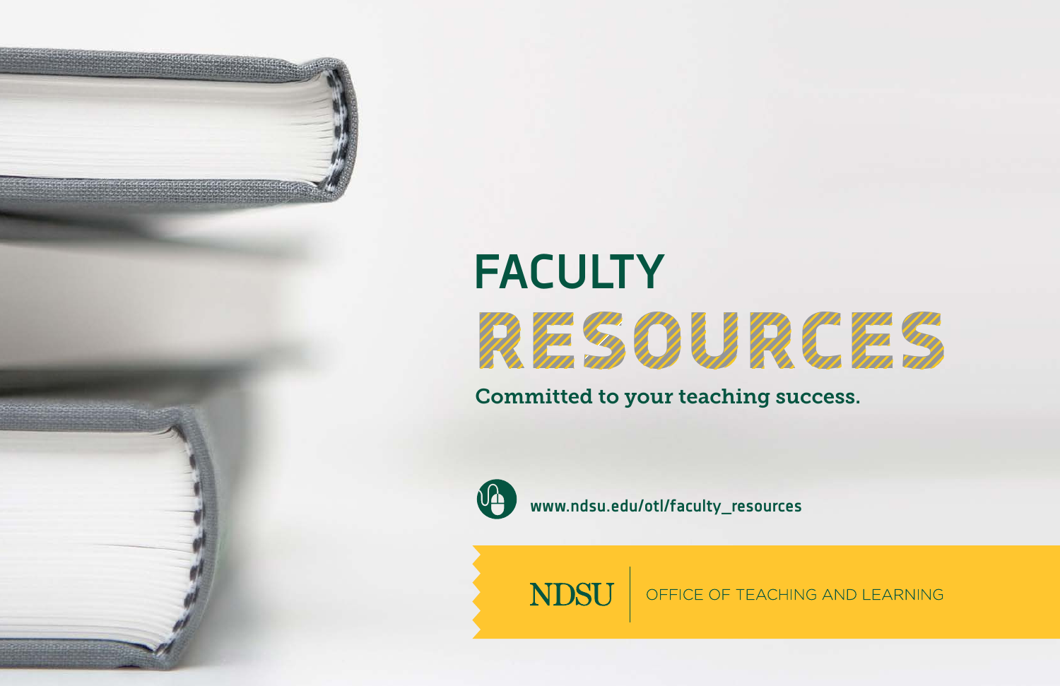# FACULTY RESOURCES

**Committed to your teaching success.**

www.ndsu.edu/otl/faculty_resources

NDSU | OFFICE OF TEACHING AND LEARNING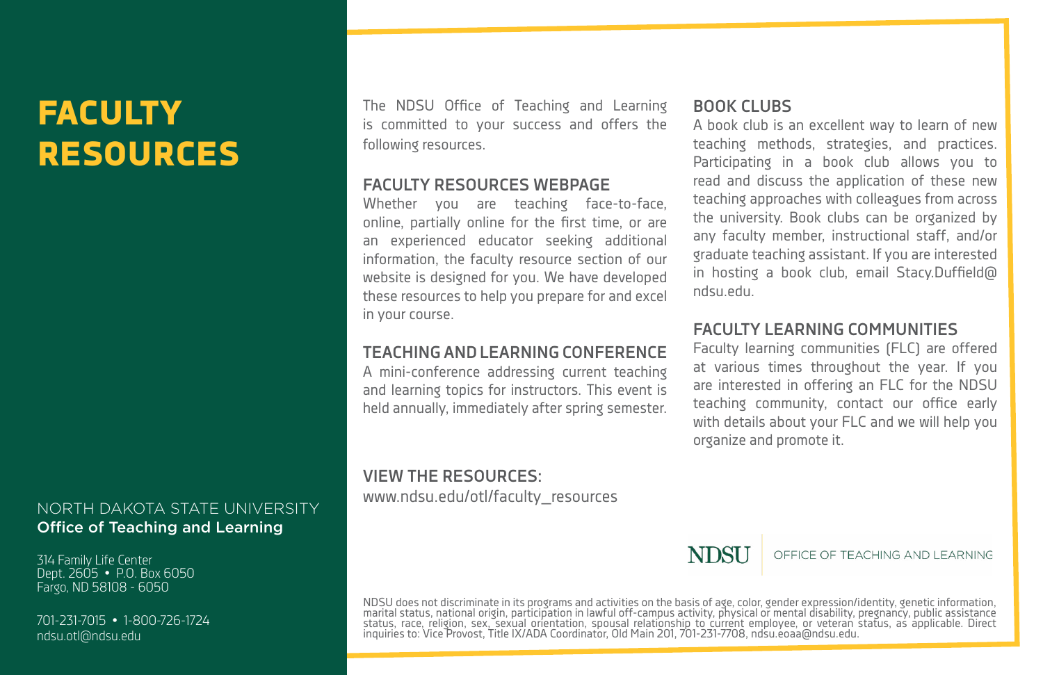# FACULTY RESOURCES

The NDSU Office of Teaching and Learning is committed to your success and offers the following resources.

## FACULTY RESOURCES WEBPAGE

Whether you are teaching face-to-face, online, partially online for the first time, or are an experienced educator seeking additional information, the faculty resource section of our website is designed for you. We have developed these resources to help you prepare for and excel in your course.

## TEACHING AND LEARNING CONFERENCE

A mini-conference addressing current teaching and learning topics for instructors. This event is held annually, immediately after spring semester.

## BOOK CLUBS

A book club is an excellent way to learn of new teaching methods, strategies, and practices. Participating in a book club allows you to read and discuss the application of these new teaching approaches with colleagues from across the university. Book clubs can be organized by any faculty member, instructional staff, and/or graduate teaching assistant. If you are interested in hosting a book club, email Stacy.Duffield@ndsu.edu.

## FACULTY LEARNING COMMUNITIES

Faculty learning communities (FLC) are offered at various times throughout the year. If you are interested in offering an FLC for the NDSU teaching community, contact our office early with details about your FLC and we will help you organize and promote it.

## VIEW THE RESOURCES:

www.ndsu.edu/otl/faculty_resources

NDSU | OFFICE OF TEACHING AND LEARNING

NORTH DAKOTA STATE UNIVERSITY
**Office of Teaching and Learning**

314 Family Life Center
Dept. 2605 • P.O. Box 6050
Fargo, ND 58108 - 6050

701-231-7015 • 1-800-726-1724
ndsu.otl@ndsu.edu

NDSU does not discriminate in its programs and activities on the basis of age, color, gender expression/identity, genetic information, marital status, national origin, participation in lawful off-campus activity, physical or mental disability, pregnancy, public assistance status, race, religion, sex, sexual orientation, spousal relationship to current employee, or veteran status, as applicable. Direct inquiries to: Vice Provost, Title IX/ADA Coordinator, Old Main 201, 701-231-7708, ndsu.eoaa@ndsu.edu.